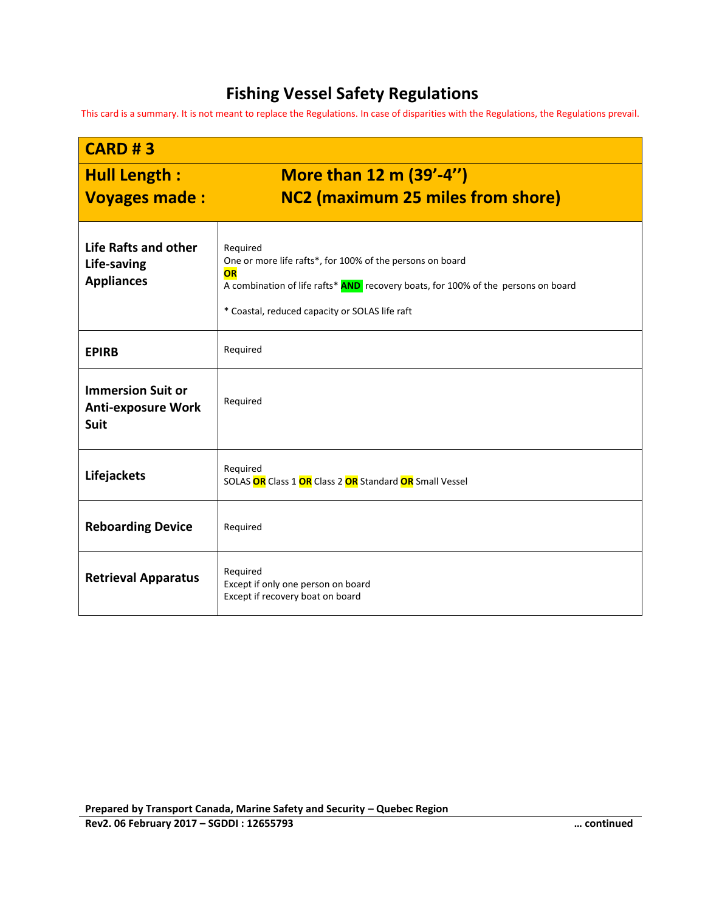# Fishing Vessel Safety Regulations

This card is a summary. It is not meant to replace the Regulations. In case of disparities with the Regulations, the Regulations prevail.

| **CARD # 3** | |
|---|---|
| **Hull Length :**<br>**Voyages made :** | **More than 12 m (39'-4'')**<br>**NC2 (maximum 25 miles from shore)** |
| **Life Rafts and other Life-saving Appliances** | Required<br>One or more life rafts*, for 100% of the persons on board<br>**OR**<br>A combination of life rafts* **AND** recovery boats, for 100% of the persons on board<br><br>* Coastal, reduced capacity or SOLAS life raft |
| **EPIRB** | Required |
| **Immersion Suit or Anti-exposure Work Suit** | Required |
| **Lifejackets** | Required<br>SOLAS **OR** Class 1 **OR** Class 2 **OR** Standard **OR** Small Vessel |
| **Reboarding Device** | Required |
| **Retrieval Apparatus** | Required<br>Except if only one person on board<br>Except if recovery boat on board |

**Prepared by Transport Canada, Marine Safety and Security – Quebec Region**

**Rev2. 06 February 2017 – SGDDI : 12655793**

**… continued**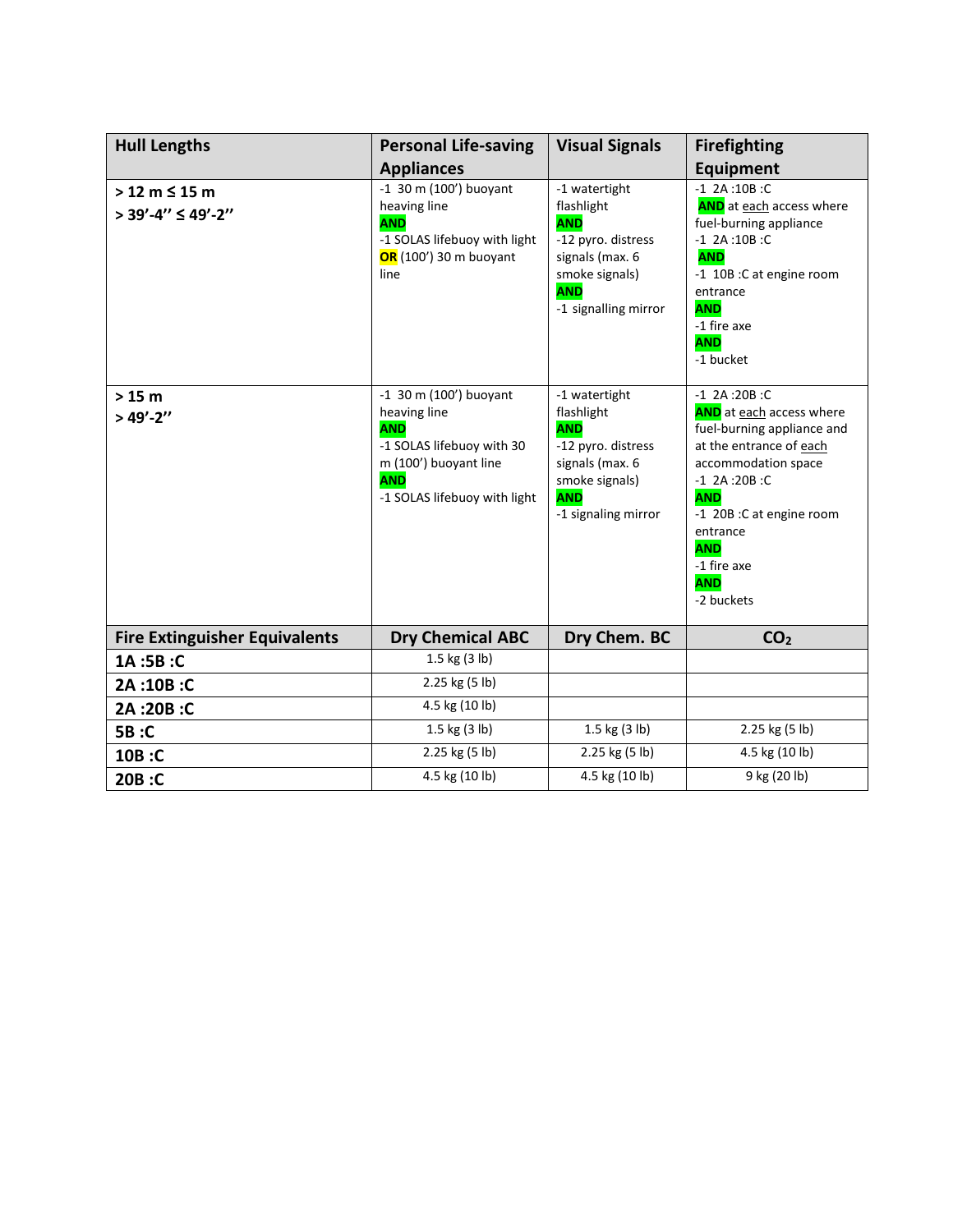| Hull Lengths | Personal Life-saving Appliances | Visual Signals | Firefighting Equipment |
|---|---|---|---|
| **> 12 m ≤ 15 m**<br>**> 39'-4'' ≤ 49'-2''** | -1 30 m (100') buoyant heaving line<br>**AND**<br>-1 SOLAS lifebuoy with light **OR** (100') 30 m buoyant line | -1 watertight flashlight<br>**AND**<br>-12 pyro. distress signals (max. 6 smoke signals)<br>**AND**<br>-1 signalling mirror | -1 2A :10B :C<br>**AND** at each access where fuel-burning appliance<br>-1 2A :10B :C<br>**AND**<br>-1 10B :C at engine room entrance<br>**AND**<br>-1 fire axe<br>**AND**<br>-1 bucket |
| **> 15 m**<br>**> 49'-2''** | -1 30 m (100') buoyant heaving line<br>**AND**<br>-1 SOLAS lifebuoy with 30 m (100') buoyant line<br>**AND**<br>-1 SOLAS lifebuoy with light | -1 watertight flashlight<br>**AND**<br>-12 pyro. distress signals (max. 6 smoke signals)<br>**AND**<br>-1 signaling mirror | -1 2A :20B :C<br>**AND** at each access where fuel-burning appliance and at the entrance of each accommodation space<br>-1 2A :20B :C<br>**AND**<br>-1 20B :C at engine room entrance<br>**AND**<br>-1 fire axe<br>**AND**<br>-2 buckets |

| Fire Extinguisher Equivalents | Dry Chemical ABC | Dry Chem. BC | $CO_2$ |
|---|---|---|---|
| **1A :5B :C** | 1.5 kg (3 lb) | | |
| **2A :10B :C** | 2.25 kg (5 lb) | | |
| **2A :20B :C** | 4.5 kg (10 lb) | | |
| **5B :C** | 1.5 kg (3 lb) | 1.5 kg (3 lb) | 2.25 kg (5 lb) |
| **10B :C** | 2.25 kg (5 lb) | 2.25 kg (5 lb) | 4.5 kg (10 lb) |
| **20B :C** | 4.5 kg (10 lb) | 4.5 kg (10 lb) | 9 kg (20 lb) |